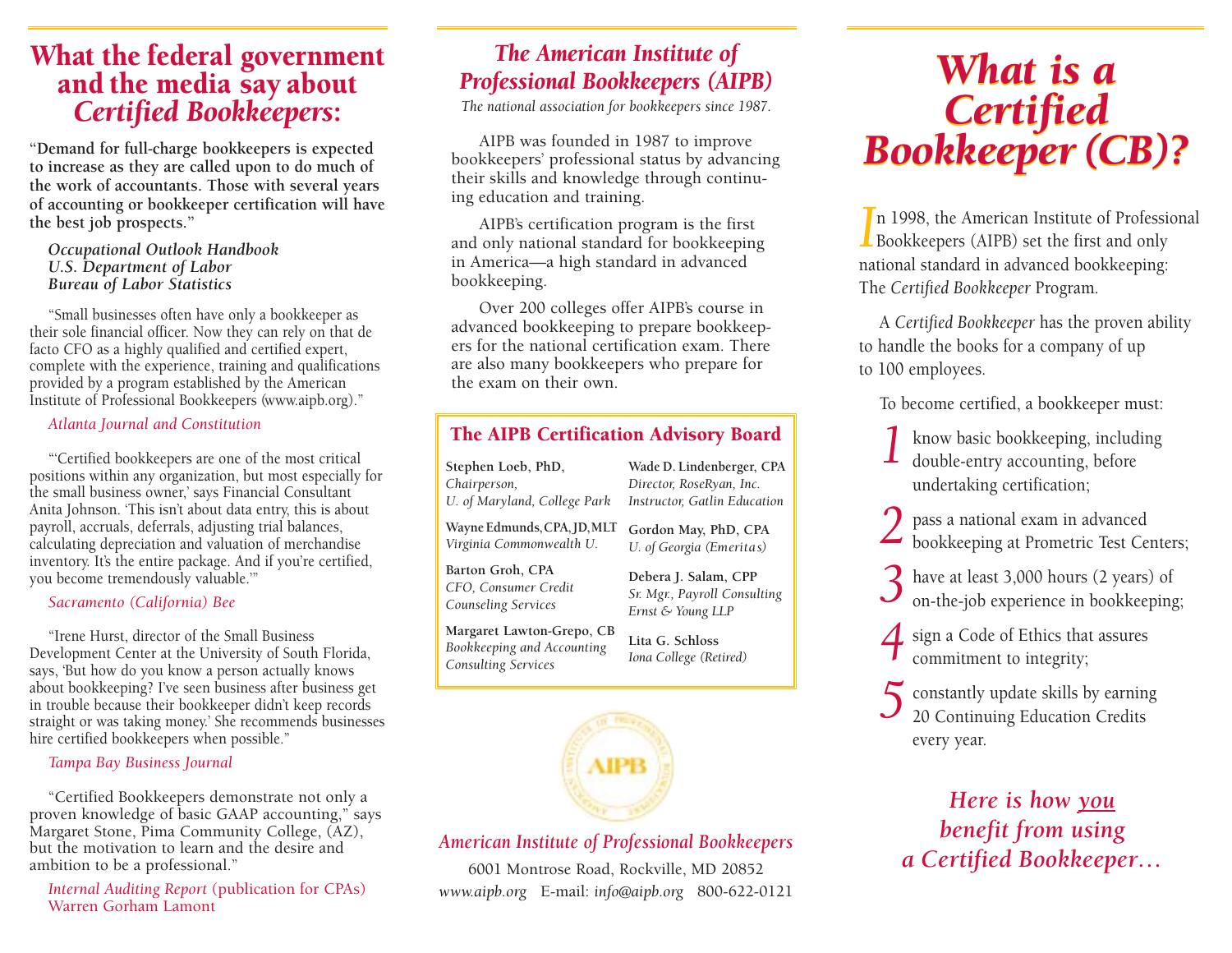# What the federal government and the media say about *Certified Bookkeepers*:

**"Demand for full-charge bookkeepers is expected to increase as they are called upon to do much of the work of accountants. Those with several years of accounting or bookkeeper certification will have the best job prospects."**

***Occupational Outlook Handbook***
***U.S. Department of Labor***
***Bureau of Labor Statistics***

"Small businesses often have only a bookkeeper as their sole financial officer. Now they can rely on that de facto CFO as a highly qualified and certified expert, complete with the experience, training and qualifications provided by a program established by the American Institute of Professional Bookkeepers (www.aipb.org)."

*Atlanta Journal and Constitution*

"'Certified bookkeepers are one of the most critical positions within any organization, but most especially for the small business owner,' says Financial Consultant Anita Johnson. 'This isn't about data entry, this is about payroll, accruals, deferrals, adjusting trial balances, calculating depreciation and valuation of merchandise inventory. It's the entire package. And if you're certified, you become tremendously valuable.'"

*Sacramento (California) Bee*

"Irene Hurst, director of the Small Business Development Center at the University of South Florida, says, 'But how do you know a person actually knows about bookkeeping? I've seen business after business get in trouble because their bookkeeper didn't keep records straight or was taking money.' She recommends businesses hire certified bookkeepers when possible."

*Tampa Bay Business Journal*

"Certified Bookkeepers demonstrate not only a proven knowledge of basic GAAP accounting," says Margaret Stone, Pima Community College, (AZ), but the motivation to learn and the desire and ambition to be a professional."

*Internal Auditing Report* (publication for CPAs)
Warren Gorham Lamont

## *The American Institute of Professional Bookkeepers (AIPB)*

*The national association for bookkeepers since 1987.*

AIPB was founded in 1987 to improve bookkeepers' professional status by advancing their skills and knowledge through continuing education and training.

AIPB's certification program is the first and only national standard for bookkeeping in America—a high standard in advanced bookkeeping.

Over 200 colleges offer AIPB's course in advanced bookkeeping to prepare bookkeepers for the national certification exam. There are also many bookkeepers who prepare for the exam on their own.

### The AIPB Certification Advisory Board

**Stephen Loeb, PhD,**
*Chairperson,*
*U. of Maryland, College Park*

**Wayne Edmunds, CPA, JD, MLT**
*Virginia Commonwealth U.*

**Barton Groh, CPA**
*CFO, Consumer Credit Counseling Services*

**Margaret Lawton-Grepo, CB**
*Bookkeeping and Accounting Consulting Services*

**Wade D. Lindenberger, CPA**
*Director, RoseRyan, Inc.*
*Instructor, Gatlin Education*

**Gordon May, PhD, CPA**
*U. of Georgia (Emeritas)*

**Debera J. Salam, CPP**
*Sr. Mgr., Payroll Consulting*
*Ernst & Young LLP*

**Lita G. Schloss**
*Iona College (Retired)*

*American Institute of Professional Bookkeepers*
6001 Montrose Road, Rockville, MD 20852
*www.aipb.org* E-mail: *info@aipb.org* 800-622-0121

# *What is a Certified Bookkeeper (CB)?*

In 1998, the American Institute of Professional Bookkeepers (AIPB) set the first and only national standard in advanced bookkeeping: The *Certified Bookkeeper* Program.

A *Certified Bookkeeper* has the proven ability to handle the books for a company of up to 100 employees.

To become certified, a bookkeeper must:

1. know basic bookkeeping, including double-entry accounting, before undertaking certification;
2. pass a national exam in advanced bookkeeping at Prometric Test Centers;
3. have at least 3,000 hours (2 years) of on-the-job experience in bookkeeping;
4. sign a Code of Ethics that assures commitment to integrity;
5. constantly update skills by earning 20 Continuing Education Credits every year.

***Here is how you benefit from using a Certified Bookkeeper…***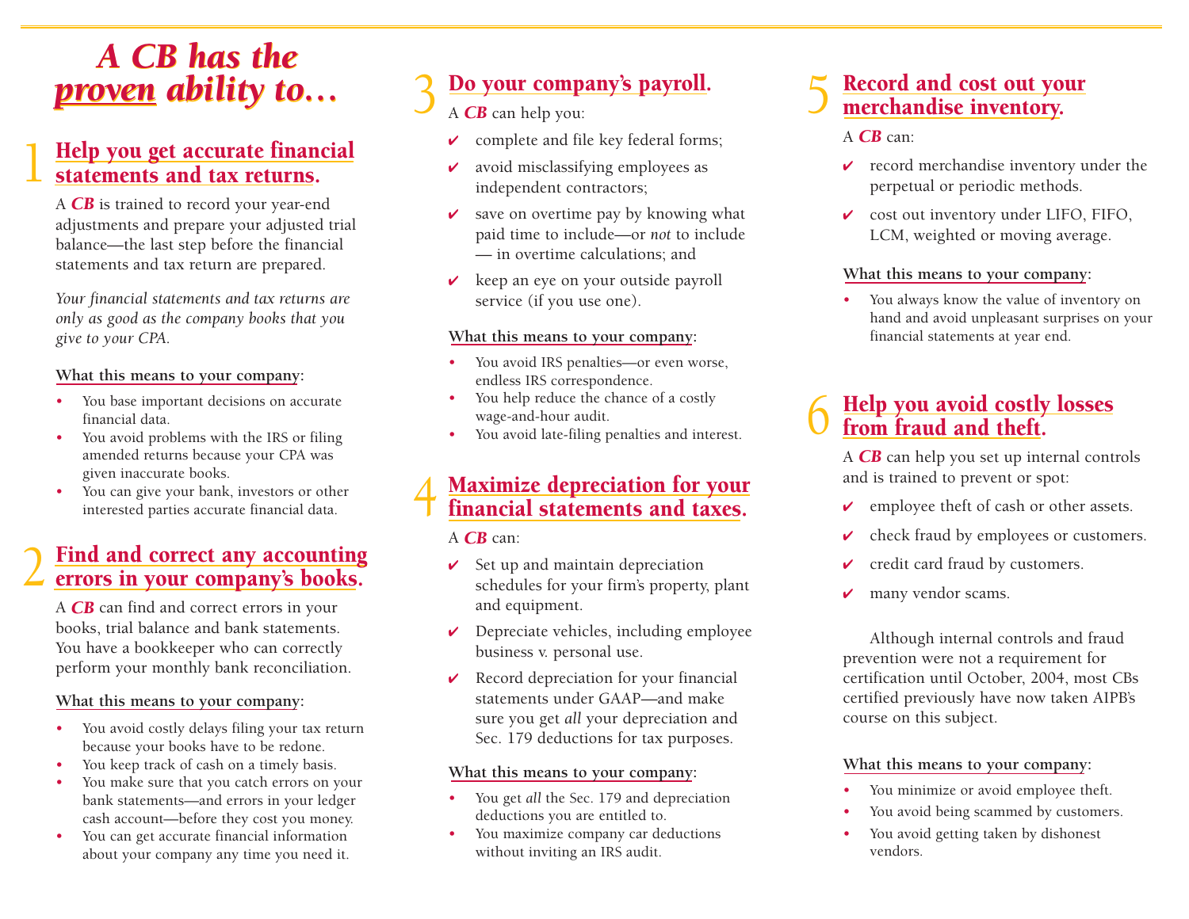# A CB has the *proven* ability to...

## 1 Help you get accurate financial statements and tax returns.

A ***CB*** is trained to record your year-end adjustments and prepare your adjusted trial balance—the last step before the financial statements and tax return are prepared.

*Your financial statements and tax returns are only as good as the company books that you give to your CPA.*

**What this means to your company:**

- You base important decisions on accurate financial data.
- You avoid problems with the IRS or filing amended returns because your CPA was given inaccurate books.
- You can give your bank, investors or other interested parties accurate financial data.

## 2 Find and correct any accounting errors in your company's books.

A ***CB*** can find and correct errors in your books, trial balance and bank statements. You have a bookkeeper who can correctly perform your monthly bank reconciliation.

**What this means to your company:**

- You avoid costly delays filing your tax return because your books have to be redone.
- You keep track of cash on a timely basis.
- You make sure that you catch errors on your bank statements—and errors in your ledger cash account—before they cost you money.
- You can get accurate financial information about your company any time you need it.

## 3 Do your company's payroll.

A ***CB*** can help you:

- ✔ complete and file key federal forms;
- ✔ avoid misclassifying employees as independent contractors;
- ✔ save on overtime pay by knowing what paid time to include—or *not* to include — in overtime calculations; and
- ✔ keep an eye on your outside payroll service (if you use one).

**What this means to your company:**

- You avoid IRS penalties—or even worse, endless IRS correspondence.
- You help reduce the chance of a costly wage-and-hour audit.
- You avoid late-filing penalties and interest.

## 4 Maximize depreciation for your financial statements and taxes.

A ***CB*** can:

- ✔ Set up and maintain depreciation schedules for your firm's property, plant and equipment.
- ✔ Depreciate vehicles, including employee business v. personal use.
- ✔ Record depreciation for your financial statements under GAAP—and make sure you get *all* your depreciation and Sec. 179 deductions for tax purposes.

**What this means to your company:**

- You get *all* the Sec. 179 and depreciation deductions you are entitled to.
- You maximize company car deductions without inviting an IRS audit.

## 5 Record and cost out your merchandise inventory.

A ***CB*** can:

- ✔ record merchandise inventory under the perpetual or periodic methods.
- ✔ cost out inventory under LIFO, FIFO, LCM, weighted or moving average.

**What this means to your company:**

- You always know the value of inventory on hand and avoid unpleasant surprises on your financial statements at year end.

## 6 Help you avoid costly losses from fraud and theft.

A ***CB*** can help you set up internal controls and is trained to prevent or spot:

- ✔ employee theft of cash or other assets.
- ✔ check fraud by employees or customers.
- ✔ credit card fraud by customers.
- ✔ many vendor scams.

Although internal controls and fraud prevention were not a requirement for certification until October, 2004, most CBs certified previously have now taken AIPB's course on this subject.

**What this means to your company:**

- You minimize or avoid employee theft.
- You avoid being scammed by customers.
- You avoid getting taken by dishonest vendors.